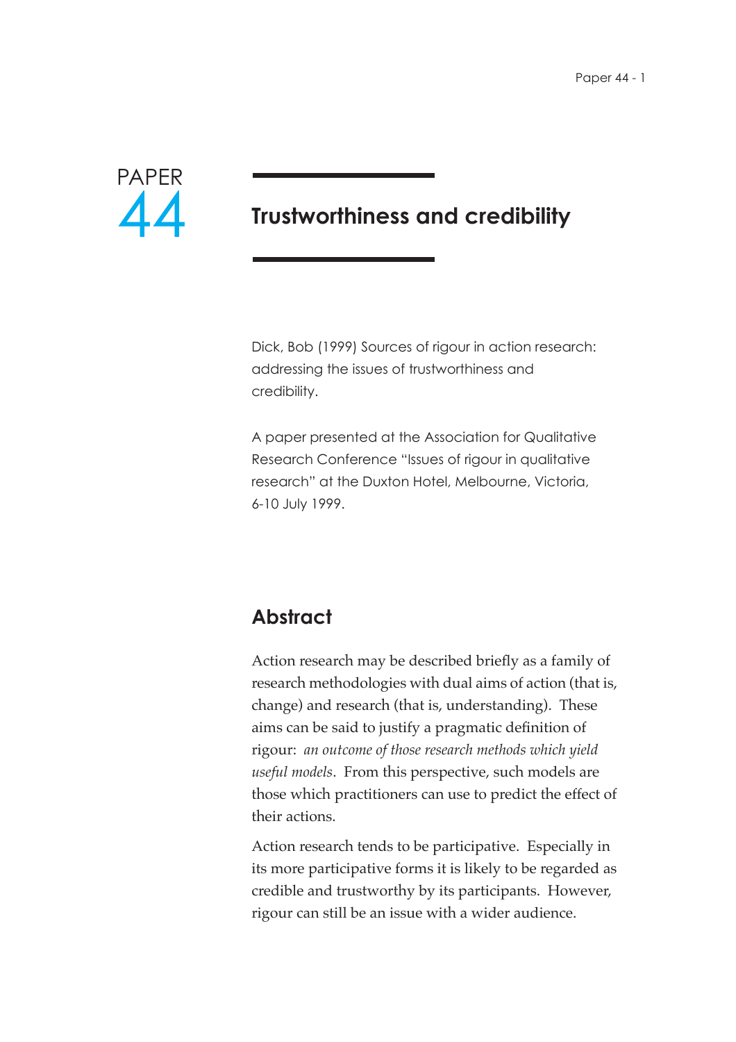PAPER 44

# Trustworthiness and credibility

Dick, Bob (1999) Sources of rigour in action research: addressing the issues of trustworthiness and credibility.

A paper presented at the Association for Qualitative Research Conference "Issues of rigour in qualitative research" at the Duxton Hotel, Melbourne, Victoria, 6-10 July 1999.

## Abstract

Action research may be described briefly as a family of research methodologies with dual aims of action (that is, change) and research (that is, understanding). These aims can be said to justify a pragmatic definition of rigour: *an outcome of those research methods which yield useful models*. From this perspective, such models are those which practitioners can use to predict the effect of their actions.

Action research tends to be participative. Especially in its more participative forms it is likely to be regarded as credible and trustworthy by its participants. However, rigour can still be an issue with a wider audience.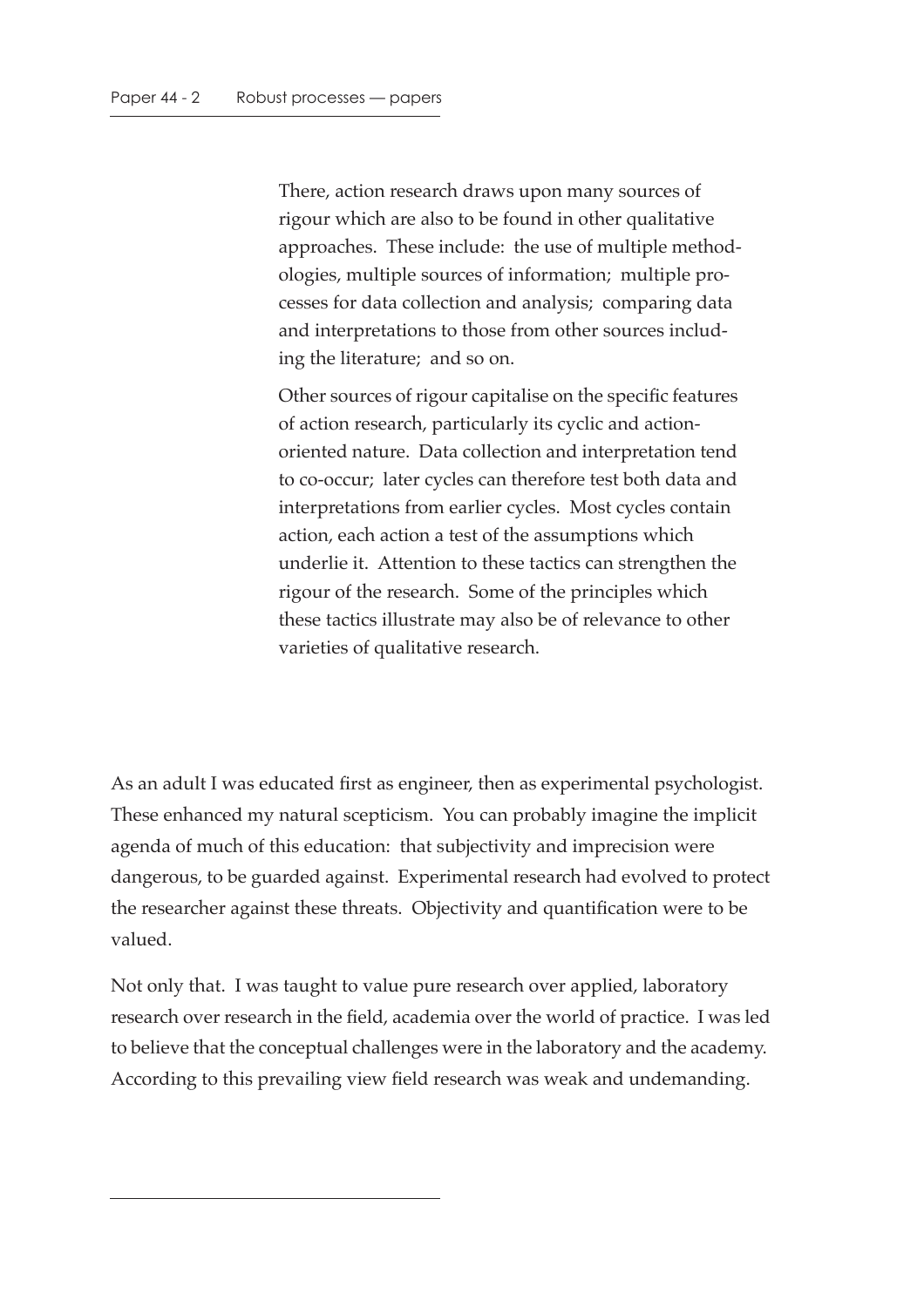There, action research draws upon many sources of rigour which are also to be found in other qualitative approaches. These include: the use of multiple methodologies, multiple sources of information; multiple processes for data collection and analysis; comparing data and interpretations to those from other sources including the literature; and so on.

Other sources of rigour capitalise on the specific features of action research, particularly its cyclic and action-oriented nature. Data collection and interpretation tend to co-occur; later cycles can therefore test both data and interpretations from earlier cycles. Most cycles contain action, each action a test of the assumptions which underlie it. Attention to these tactics can strengthen the rigour of the research. Some of the principles which these tactics illustrate may also be of relevance to other varieties of qualitative research.

As an adult I was educated first as engineer, then as experimental psychologist. These enhanced my natural scepticism. You can probably imagine the implicit agenda of much of this education: that subjectivity and imprecision were dangerous, to be guarded against. Experimental research had evolved to protect the researcher against these threats. Objectivity and quantification were to be valued.

Not only that. I was taught to value pure research over applied, laboratory research over research in the field, academia over the world of practice. I was led to believe that the conceptual challenges were in the laboratory and the academy. According to this prevailing view field research was weak and undemanding.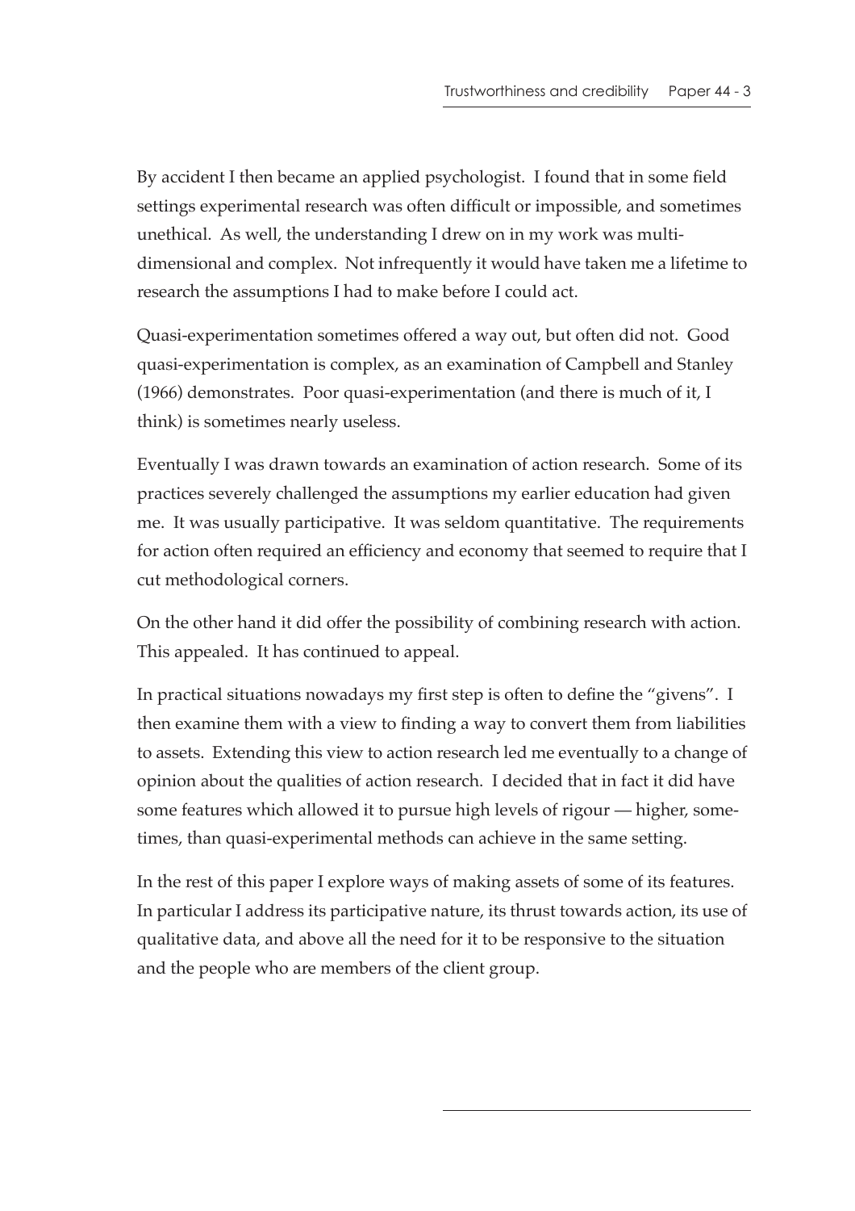By accident I then became an applied psychologist. I found that in some field settings experimental research was often difficult or impossible, and sometimes unethical. As well, the understanding I drew on in my work was multi-dimensional and complex. Not infrequently it would have taken me a lifetime to research the assumptions I had to make before I could act.

Quasi-experimentation sometimes offered a way out, but often did not. Good quasi-experimentation is complex, as an examination of Campbell and Stanley (1966) demonstrates. Poor quasi-experimentation (and there is much of it, I think) is sometimes nearly useless.

Eventually I was drawn towards an examination of action research. Some of its practices severely challenged the assumptions my earlier education had given me. It was usually participative. It was seldom quantitative. The requirements for action often required an efficiency and economy that seemed to require that I cut methodological corners.

On the other hand it did offer the possibility of combining research with action. This appealed. It has continued to appeal.

In practical situations nowadays my first step is often to define the "givens". I then examine them with a view to finding a way to convert them from liabilities to assets. Extending this view to action research led me eventually to a change of opinion about the qualities of action research. I decided that in fact it did have some features which allowed it to pursue high levels of rigour — higher, sometimes, than quasi-experimental methods can achieve in the same setting.

In the rest of this paper I explore ways of making assets of some of its features. In particular I address its participative nature, its thrust towards action, its use of qualitative data, and above all the need for it to be responsive to the situation and the people who are members of the client group.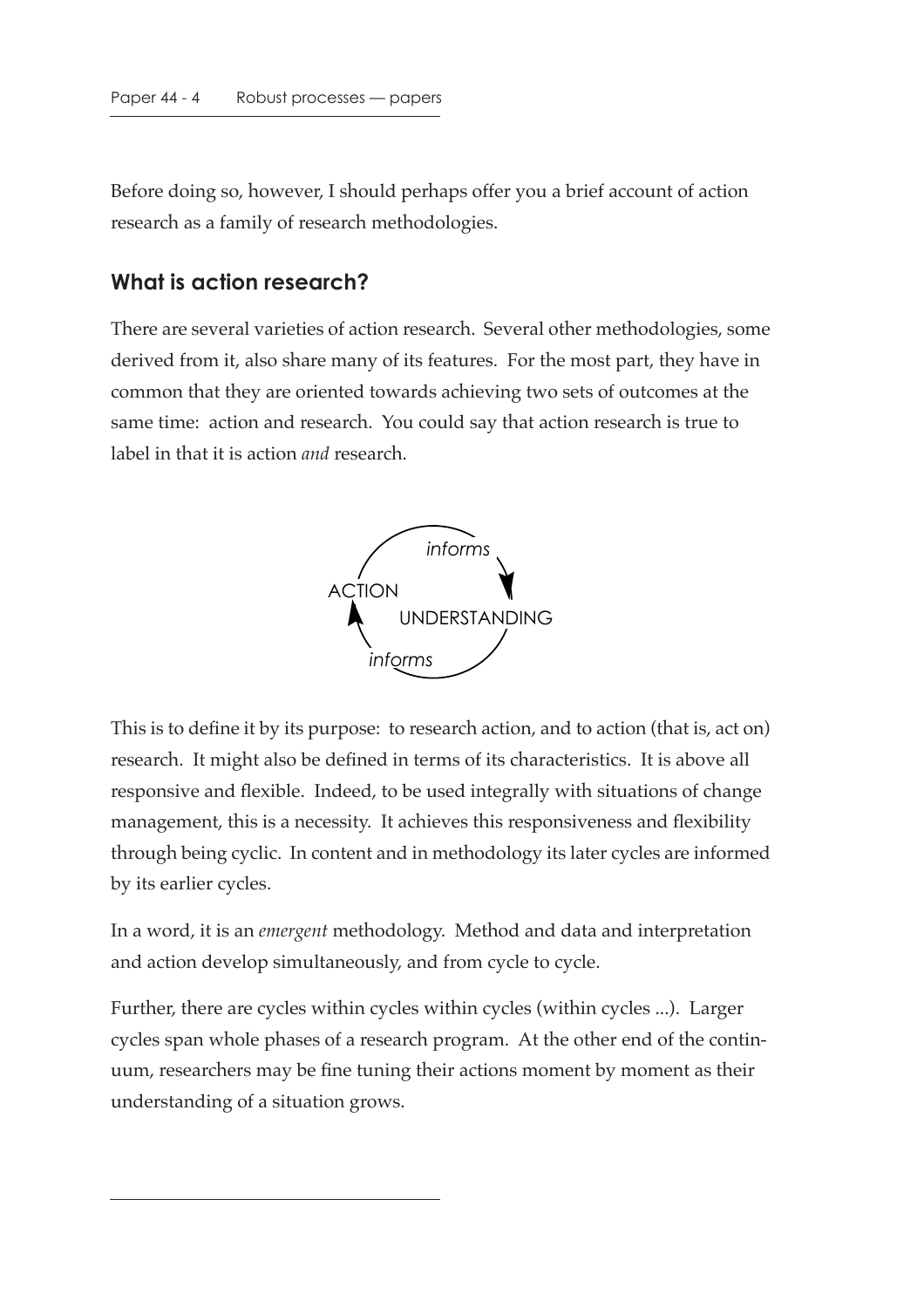Before doing so, however, I should perhaps offer you a brief account of action research as a family of research methodologies.

## What is action research?

There are several varieties of action research. Several other methodologies, some derived from it, also share many of its features. For the most part, they have in common that they are oriented towards achieving two sets of outcomes at the same time: action and research. You could say that action research is true to label in that it is action *and* research.

This is to define it by its purpose: to research action, and to action (that is, act on) research. It might also be defined in terms of its characteristics. It is above all responsive and flexible. Indeed, to be used integrally with situations of change management, this is a necessity. It achieves this responsiveness and flexibility through being cyclic. In content and in methodology its later cycles are informed by its earlier cycles.

In a word, it is an *emergent* methodology. Method and data and interpretation and action develop simultaneously, and from cycle to cycle.

Further, there are cycles within cycles within cycles (within cycles ...). Larger cycles span whole phases of a research program. At the other end of the continuum, researchers may be fine tuning their actions moment by moment as their understanding of a situation grows.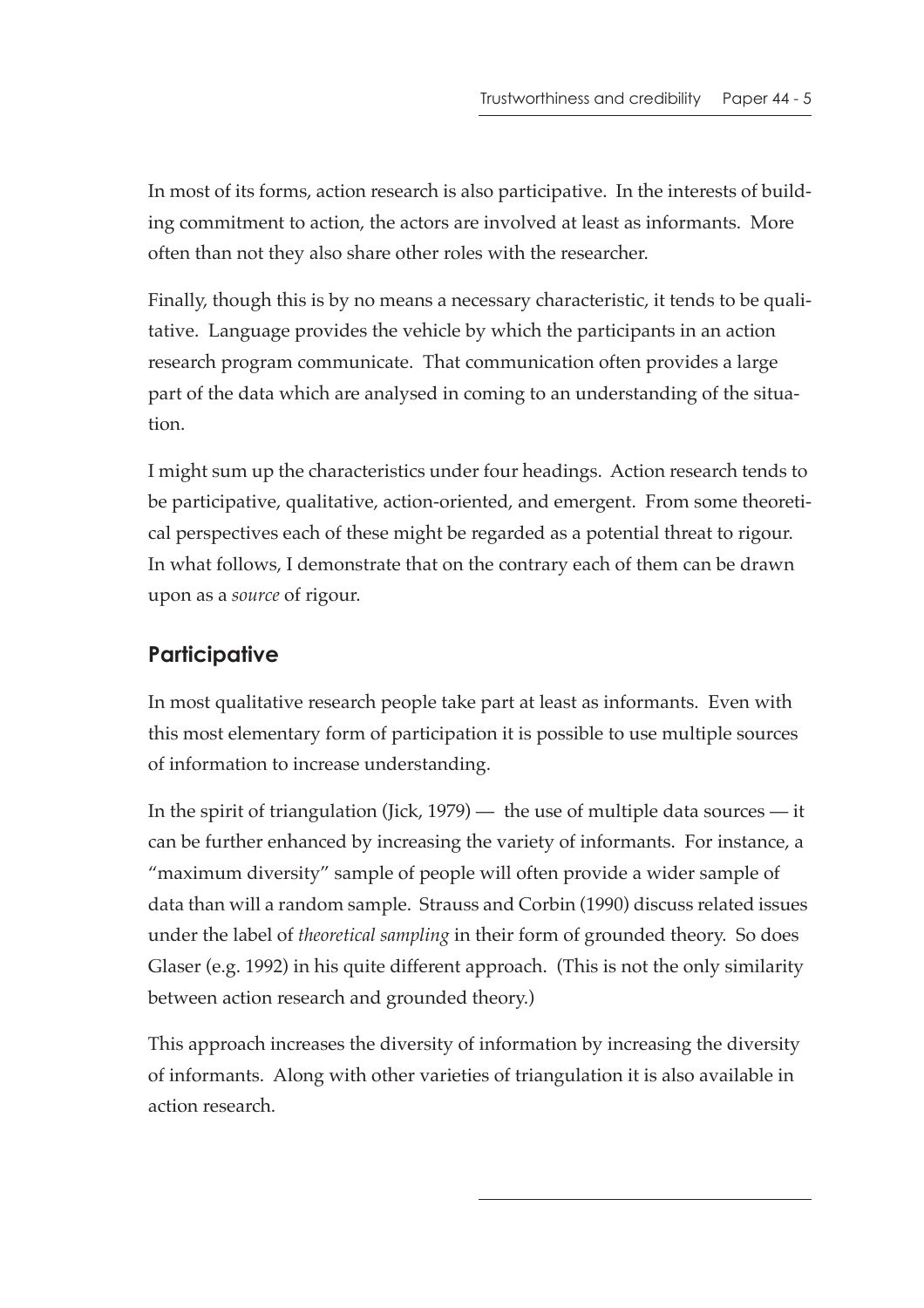In most of its forms, action research is also participative. In the interests of building commitment to action, the actors are involved at least as informants. More often than not they also share other roles with the researcher.

Finally, though this is by no means a necessary characteristic, it tends to be qualitative. Language provides the vehicle by which the participants in an action research program communicate. That communication often provides a large part of the data which are analysed in coming to an understanding of the situation.

I might sum up the characteristics under four headings. Action research tends to be participative, qualitative, action-oriented, and emergent. From some theoretical perspectives each of these might be regarded as a potential threat to rigour. In what follows, I demonstrate that on the contrary each of them can be drawn upon as a *source* of rigour.

## Participative

In most qualitative research people take part at least as informants. Even with this most elementary form of participation it is possible to use multiple sources of information to increase understanding.

In the spirit of triangulation (Jick, 1979) — the use of multiple data sources — it can be further enhanced by increasing the variety of informants. For instance, a "maximum diversity" sample of people will often provide a wider sample of data than will a random sample. Strauss and Corbin (1990) discuss related issues under the label of *theoretical sampling* in their form of grounded theory. So does Glaser (e.g. 1992) in his quite different approach. (This is not the only similarity between action research and grounded theory.)

This approach increases the diversity of information by increasing the diversity of informants. Along with other varieties of triangulation it is also available in action research.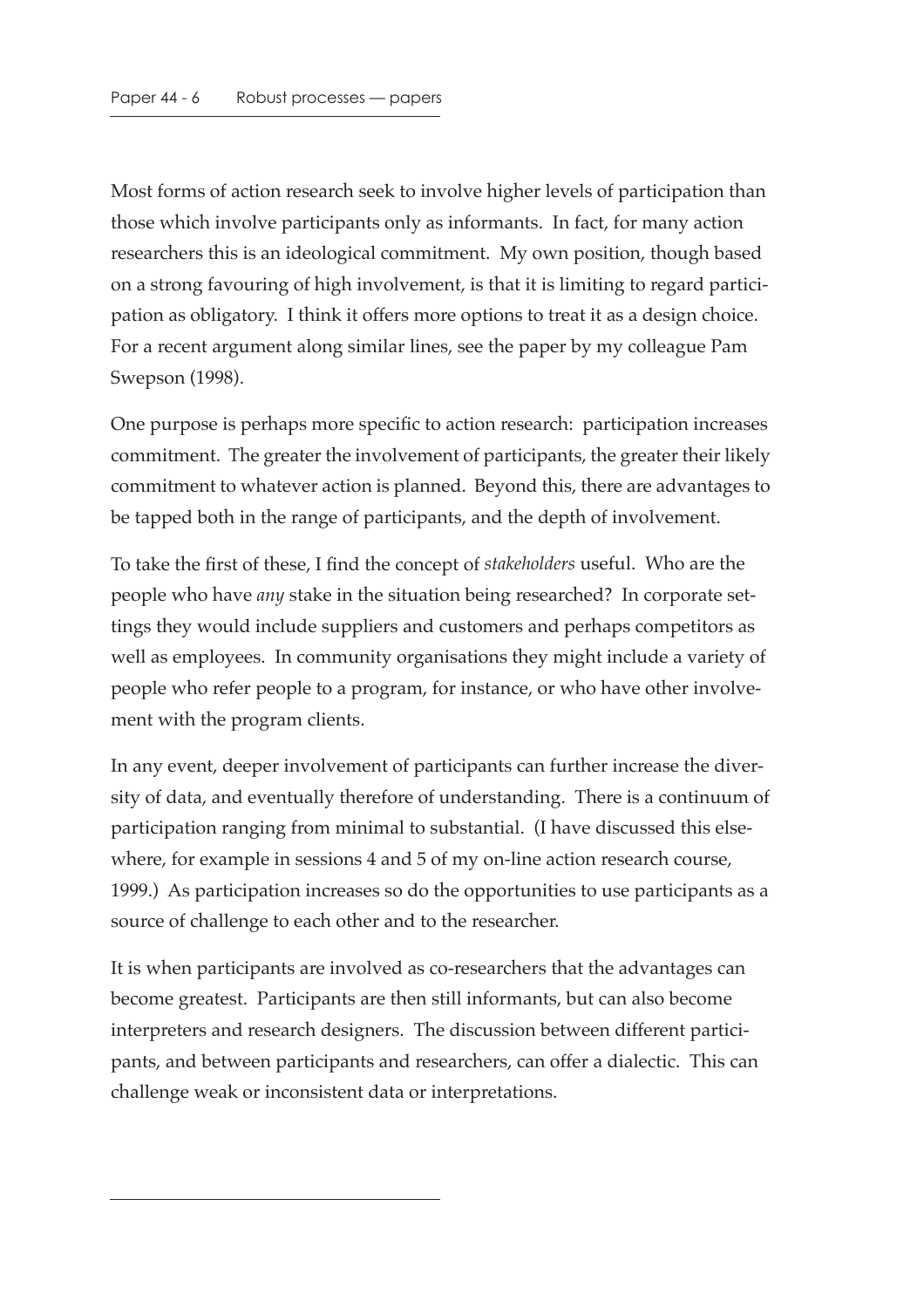Most forms of action research seek to involve higher levels of participation than those which involve participants only as informants. In fact, for many action researchers this is an ideological commitment. My own position, though based on a strong favouring of high involvement, is that it is limiting to regard participation as obligatory. I think it offers more options to treat it as a design choice. For a recent argument along similar lines, see the paper by my colleague Pam Swepson (1998).

One purpose is perhaps more specific to action research: participation increases commitment. The greater the involvement of participants, the greater their likely commitment to whatever action is planned. Beyond this, there are advantages to be tapped both in the range of participants, and the depth of involvement.

To take the first of these, I find the concept of *stakeholders* useful. Who are the people who have *any* stake in the situation being researched? In corporate settings they would include suppliers and customers and perhaps competitors as well as employees. In community organisations they might include a variety of people who refer people to a program, for instance, or who have other involvement with the program clients.

In any event, deeper involvement of participants can further increase the diversity of data, and eventually therefore of understanding. There is a continuum of participation ranging from minimal to substantial. (I have discussed this elsewhere, for example in sessions 4 and 5 of my on-line action research course, 1999.) As participation increases so do the opportunities to use participants as a source of challenge to each other and to the researcher.

It is when participants are involved as co-researchers that the advantages can become greatest. Participants are then still informants, but can also become interpreters and research designers. The discussion between different participants, and between participants and researchers, can offer a dialectic. This can challenge weak or inconsistent data or interpretations.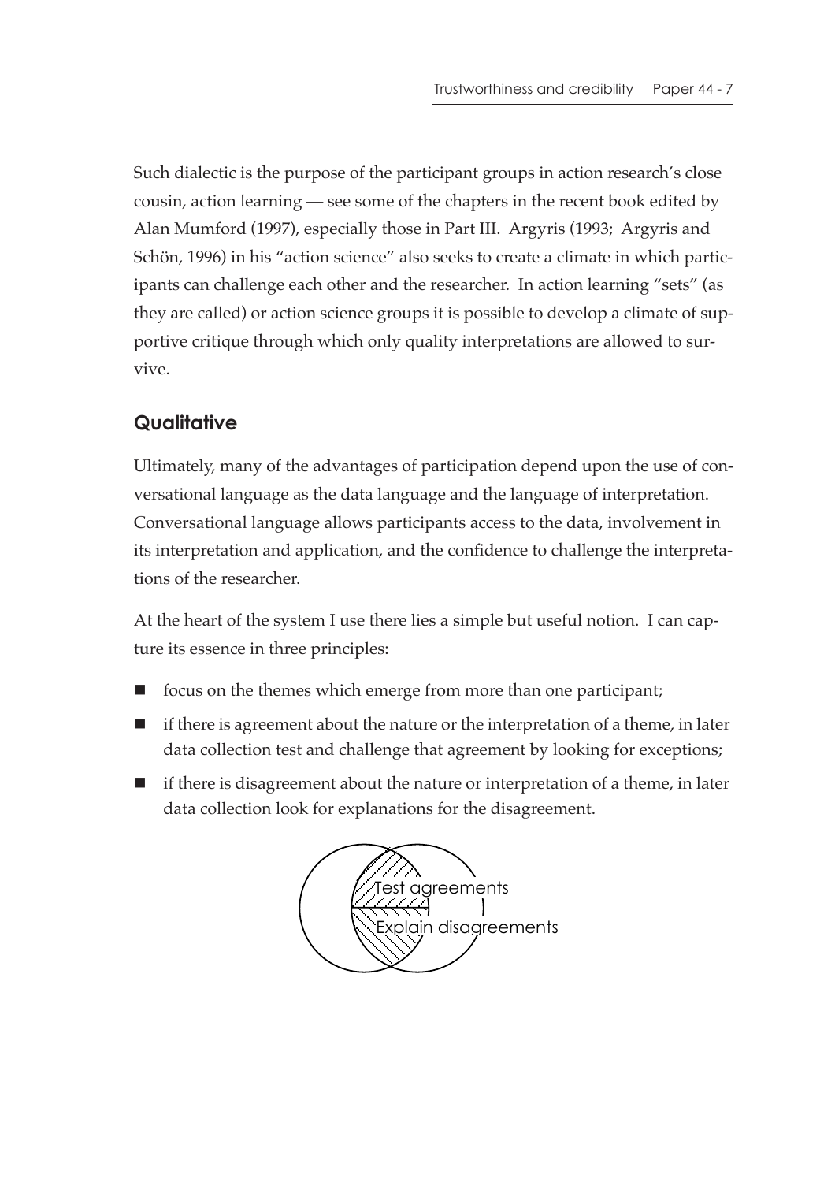Such dialectic is the purpose of the participant groups in action research's close cousin, action learning — see some of the chapters in the recent book edited by Alan Mumford (1997), especially those in Part III. Argyris (1993; Argyris and Schön, 1996) in his "action science" also seeks to create a climate in which participants can challenge each other and the researcher. In action learning "sets" (as they are called) or action science groups it is possible to develop a climate of supportive critique through which only quality interpretations are allowed to survive.

## Qualitative

Ultimately, many of the advantages of participation depend upon the use of conversational language as the data language and the language of interpretation. Conversational language allows participants access to the data, involvement in its interpretation and application, and the confidence to challenge the interpretations of the researcher.

At the heart of the system I use there lies a simple but useful notion. I can capture its essence in three principles:

- focus on the themes which emerge from more than one participant;
- if there is agreement about the nature or the interpretation of a theme, in later data collection test and challenge that agreement by looking for exceptions;
- if there is disagreement about the nature or interpretation of a theme, in later data collection look for explanations for the disagreement.

Test agreements

Explain disagreements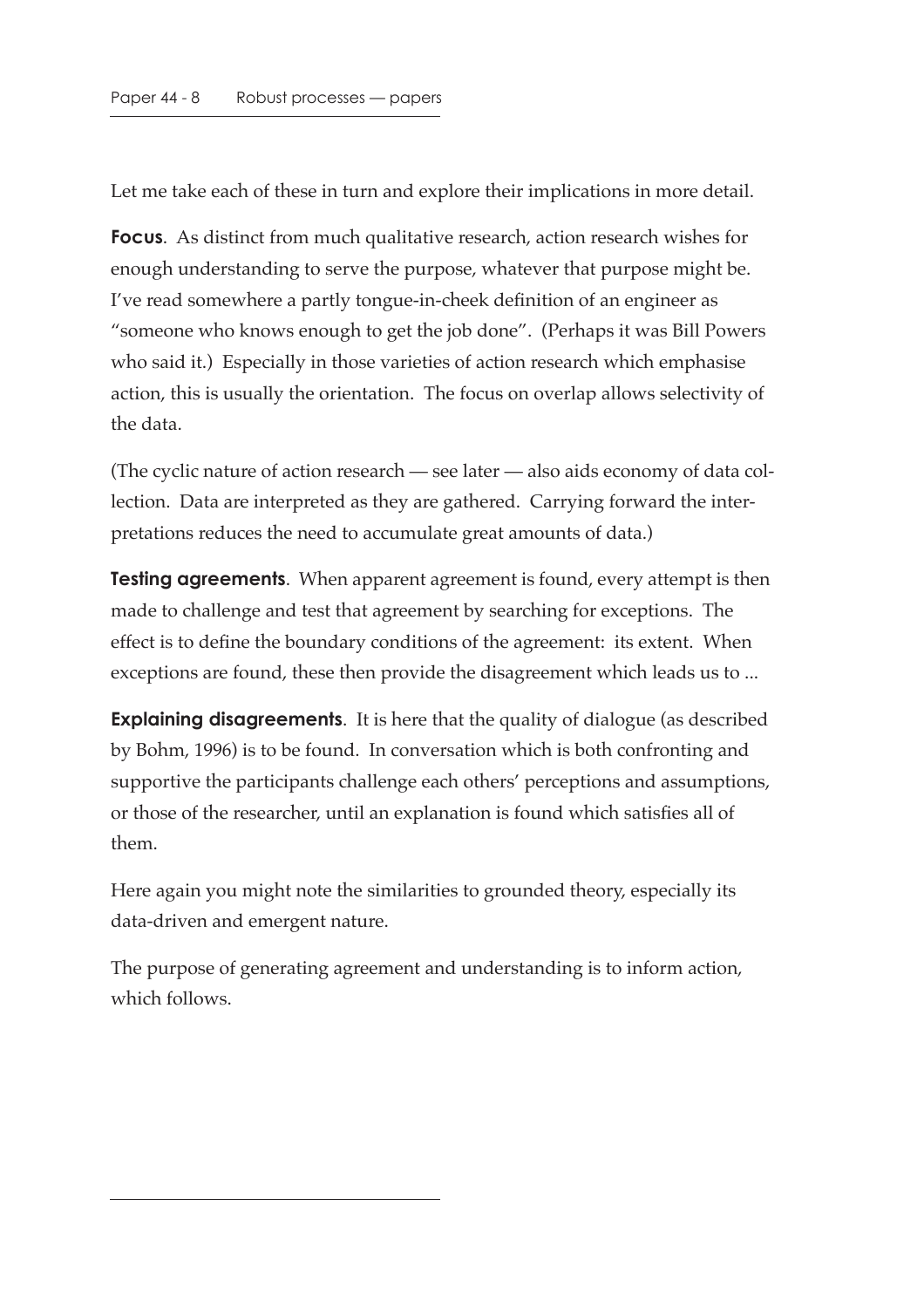Let me take each of these in turn and explore their implications in more detail.

**Focus**. As distinct from much qualitative research, action research wishes for enough understanding to serve the purpose, whatever that purpose might be. I've read somewhere a partly tongue-in-cheek definition of an engineer as "someone who knows enough to get the job done". (Perhaps it was Bill Powers who said it.) Especially in those varieties of action research which emphasise action, this is usually the orientation. The focus on overlap allows selectivity of the data.

(The cyclic nature of action research — see later — also aids economy of data collection. Data are interpreted as they are gathered. Carrying forward the interpretations reduces the need to accumulate great amounts of data.)

**Testing agreements**. When apparent agreement is found, every attempt is then made to challenge and test that agreement by searching for exceptions. The effect is to define the boundary conditions of the agreement: its extent. When exceptions are found, these then provide the disagreement which leads us to ...

**Explaining disagreements**. It is here that the quality of dialogue (as described by Bohm, 1996) is to be found. In conversation which is both confronting and supportive the participants challenge each others' perceptions and assumptions, or those of the researcher, until an explanation is found which satisfies all of them.

Here again you might note the similarities to grounded theory, especially its data-driven and emergent nature.

The purpose of generating agreement and understanding is to inform action, which follows.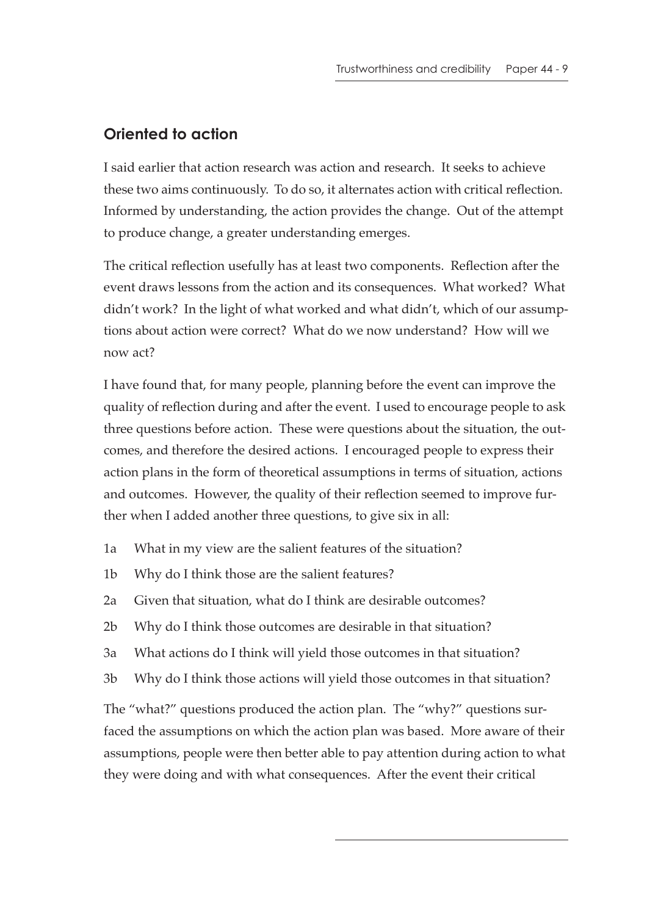## Oriented to action

I said earlier that action research was action and research. It seeks to achieve these two aims continuously. To do so, it alternates action with critical reflection. Informed by understanding, the action provides the change. Out of the attempt to produce change, a greater understanding emerges.

The critical reflection usefully has at least two components. Reflection after the event draws lessons from the action and its consequences. What worked? What didn't work? In the light of what worked and what didn't, which of our assumptions about action were correct? What do we now understand? How will we now act?

I have found that, for many people, planning before the event can improve the quality of reflection during and after the event. I used to encourage people to ask three questions before action. These were questions about the situation, the outcomes, and therefore the desired actions. I encouraged people to express their action plans in the form of theoretical assumptions in terms of situation, actions and outcomes. However, the quality of their reflection seemed to improve further when I added another three questions, to give six in all:

1a What in my view are the salient features of the situation?

1b Why do I think those are the salient features?

2a Given that situation, what do I think are desirable outcomes?

2b Why do I think those outcomes are desirable in that situation?

3a What actions do I think will yield those outcomes in that situation?

3b Why do I think those actions will yield those outcomes in that situation?

The "what?" questions produced the action plan. The "why?" questions surfaced the assumptions on which the action plan was based. More aware of their assumptions, people were then better able to pay attention during action to what they were doing and with what consequences. After the event their critical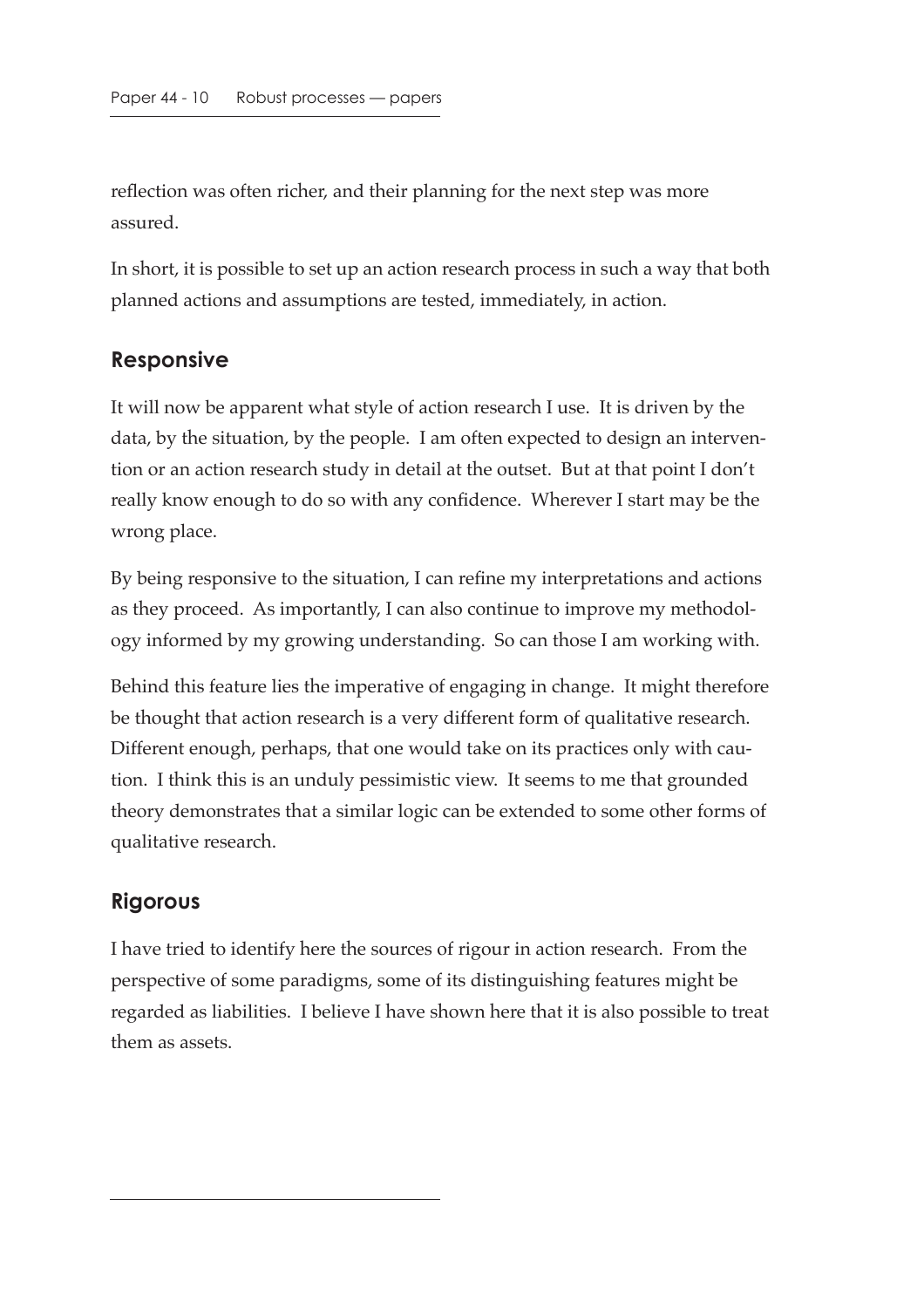reflection was often richer, and their planning for the next step was more assured.

In short, it is possible to set up an action research process in such a way that both planned actions and assumptions are tested, immediately, in action.

## Responsive

It will now be apparent what style of action research I use. It is driven by the data, by the situation, by the people. I am often expected to design an intervention or an action research study in detail at the outset. But at that point I don't really know enough to do so with any confidence. Wherever I start may be the wrong place.

By being responsive to the situation, I can refine my interpretations and actions as they proceed. As importantly, I can also continue to improve my methodology informed by my growing understanding. So can those I am working with.

Behind this feature lies the imperative of engaging in change. It might therefore be thought that action research is a very different form of qualitative research. Different enough, perhaps, that one would take on its practices only with caution. I think this is an unduly pessimistic view. It seems to me that grounded theory demonstrates that a similar logic can be extended to some other forms of qualitative research.

## Rigorous

I have tried to identify here the sources of rigour in action research. From the perspective of some paradigms, some of its distinguishing features might be regarded as liabilities. I believe I have shown here that it is also possible to treat them as assets.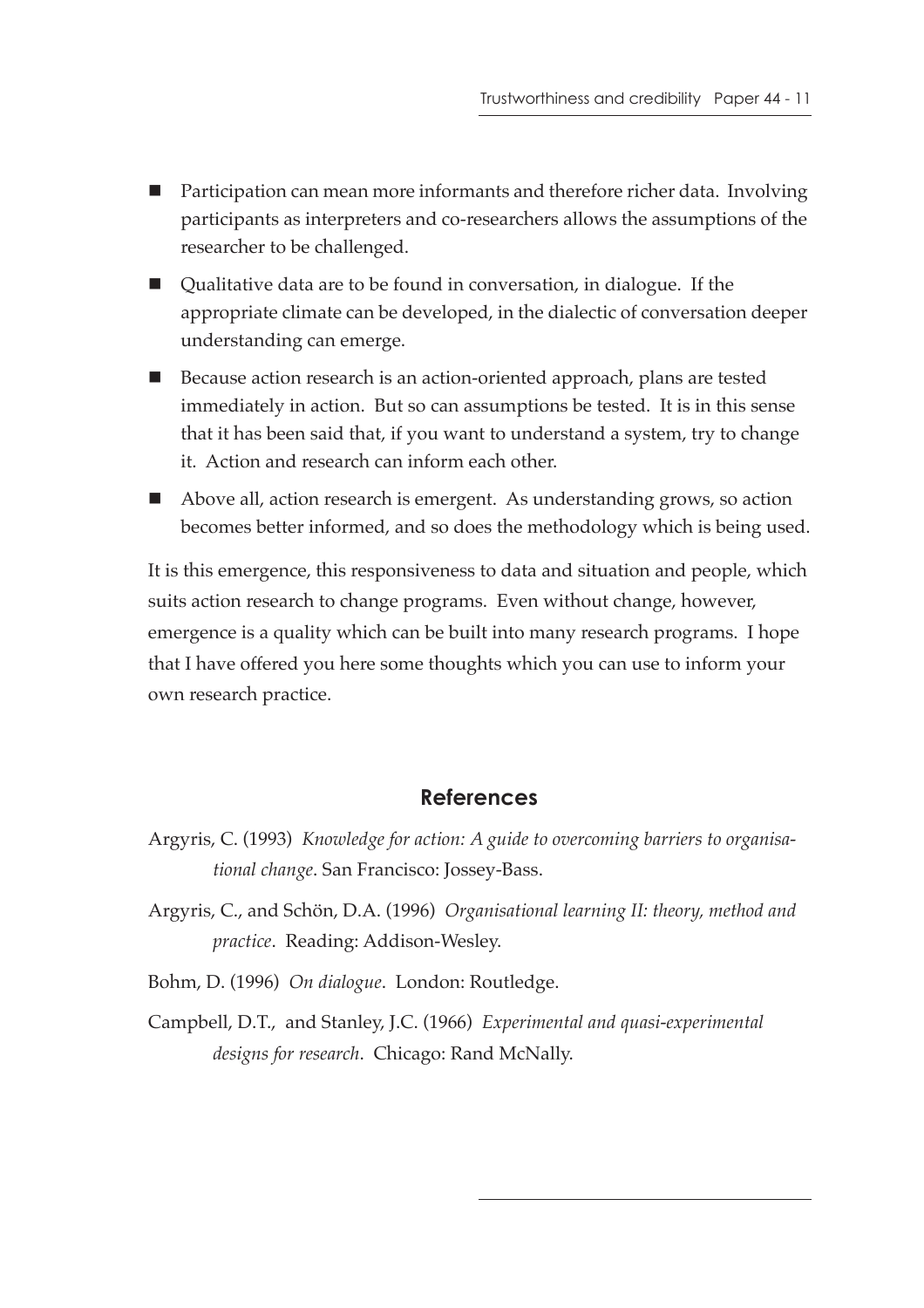- Participation can mean more informants and therefore richer data. Involving participants as interpreters and co-researchers allows the assumptions of the researcher to be challenged.
- Qualitative data are to be found in conversation, in dialogue. If the appropriate climate can be developed, in the dialectic of conversation deeper understanding can emerge.
- Because action research is an action-oriented approach, plans are tested immediately in action. But so can assumptions be tested. It is in this sense that it has been said that, if you want to understand a system, try to change it. Action and research can inform each other.
- Above all, action research is emergent. As understanding grows, so action becomes better informed, and so does the methodology which is being used.

It is this emergence, this responsiveness to data and situation and people, which suits action research to change programs. Even without change, however, emergence is a quality which can be built into many research programs. I hope that I have offered you here some thoughts which you can use to inform your own research practice.

## References

Argyris, C. (1993) *Knowledge for action: A guide to overcoming barriers to organisational change*. San Francisco: Jossey-Bass.

Argyris, C., and Schön, D.A. (1996) *Organisational learning II: theory, method and practice*. Reading: Addison-Wesley.

Bohm, D. (1996) *On dialogue*. London: Routledge.

Campbell, D.T., and Stanley, J.C. (1966) *Experimental and quasi-experimental designs for research*. Chicago: Rand McNally.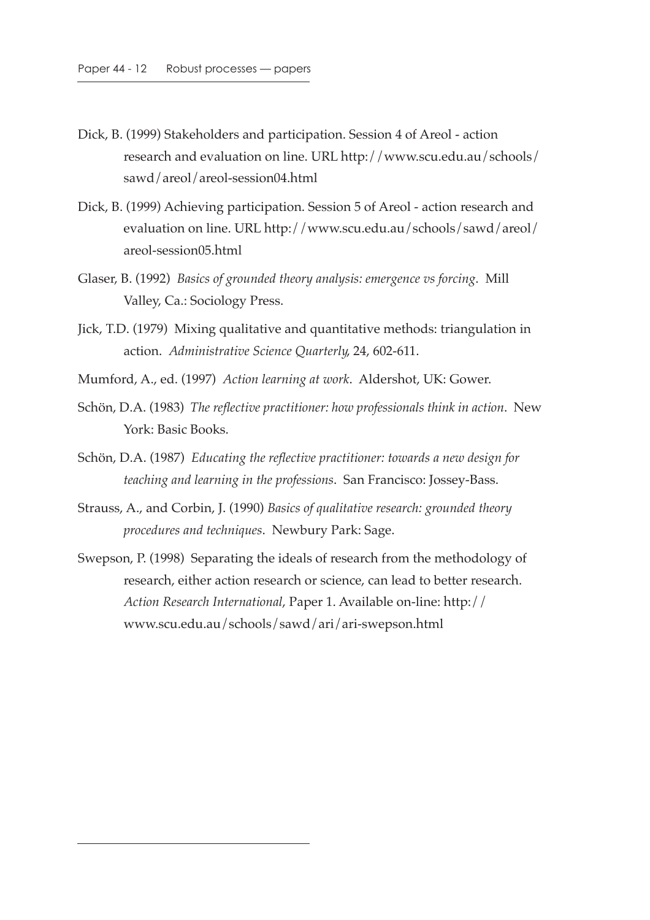Dick, B. (1999) Stakeholders and participation. Session 4 of Areol - action research and evaluation on line. URL http://www.scu.edu.au/schools/sawd/areol/areol-session04.html

Dick, B. (1999) Achieving participation. Session 5 of Areol - action research and evaluation on line. URL http://www.scu.edu.au/schools/sawd/areol/areol-session05.html

Glaser, B. (1992) *Basics of grounded theory analysis: emergence vs forcing*. Mill Valley, Ca.: Sociology Press.

Jick, T.D. (1979) Mixing qualitative and quantitative methods: triangulation in action. *Administrative Science Quarterly*, 24, 602-611.

Mumford, A., ed. (1997) *Action learning at work*. Aldershot, UK: Gower.

Schön, D.A. (1983) *The reflective practitioner: how professionals think in action*. New York: Basic Books.

Schön, D.A. (1987) *Educating the reflective practitioner: towards a new design for teaching and learning in the professions*. San Francisco: Jossey-Bass.

Strauss, A., and Corbin, J. (1990) *Basics of qualitative research: grounded theory procedures and techniques*. Newbury Park: Sage.

Swepson, P. (1998) Separating the ideals of research from the methodology of research, either action research or science, can lead to better research. *Action Research International*, Paper 1. Available on-line: http://www.scu.edu.au/schools/sawd/ari/ari-swepson.html